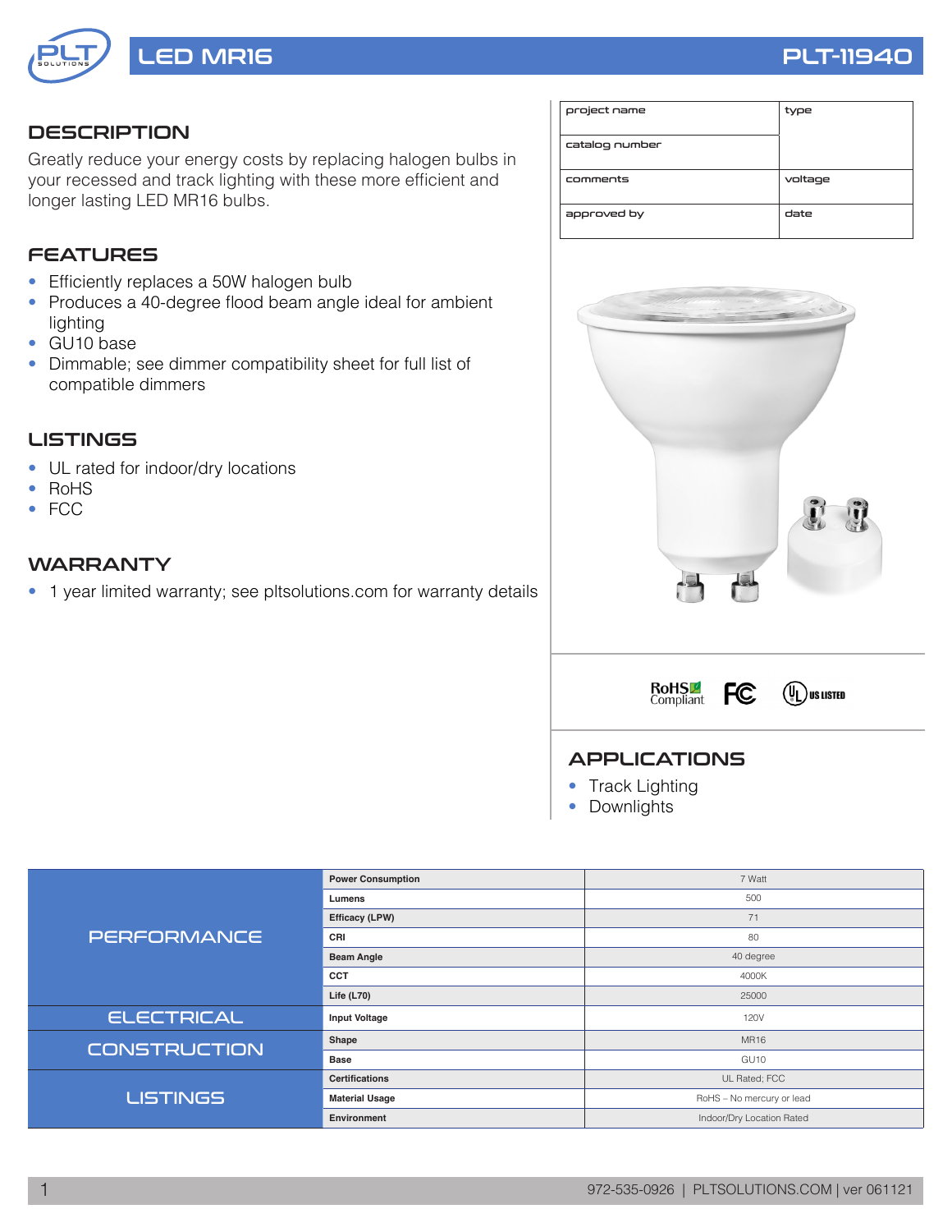# LED MR16

**PLT-11940**

## DESCRIPTION

Greatly reduce your energy costs by replacing halogen bulbs in your recessed and track lighting with these more efficient and longer lasting LED MR16 bulbs.

## FEATURES

- Efficiently replaces a 50W halogen bulb
- Produces a 40-degree flood beam angle ideal for ambient lighting
- GU10 base
- Dimmable; see dimmer compatibility sheet for full list of compatible dimmers

## LISTINGS

- UL rated for indoor/dry locations
- RoHS
- FCC

## WARRANTY

- 1 year limited warranty; see pltsolutions.com for warranty details

| project name | type |
|---|---|
| catalog number | |
| comments | voltage |
| approved by | date |

RoHS Compliant | FC | UL US LISTED

## APPLICATIONS

- Track Lighting
- Downlights

| | | |
|---|---|---|
| PERFORMANCE | Power Consumption | 7 Watt |
| | Lumens | 500 |
| | Efficacy (LPW) | 71 |
| | CRI | 80 |
| | Beam Angle | 40 degree |
| | CCT | 4000K |
| | Life (L70) | 25000 |
| ELECTRICAL | Input Voltage | 120V |
| CONSTRUCTION | Shape | MR16 |
| | Base | GU10 |
| LISTINGS | Certifications | UL Rated; FCC |
| | Material Usage | RoHS – No mercury or lead |
| | Environment | Indoor/Dry Location Rated |

972-535-0926 | PLTSOLUTIONS.COM | ver 061121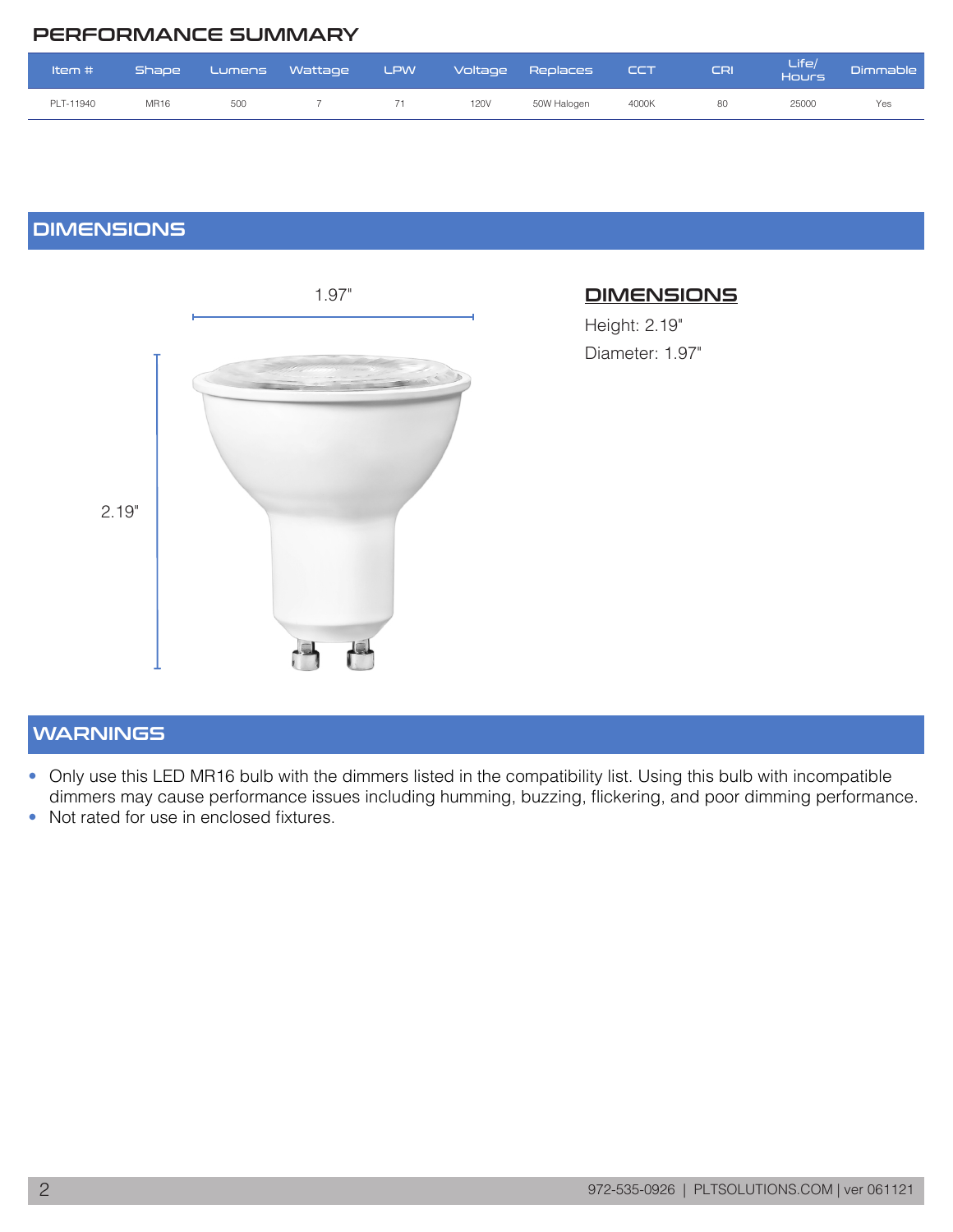## PERFORMANCE SUMMARY

| Item # | Shape | Lumens | Wattage | LPW | Voltage | Replaces | CCT | CRI | Life/ Hours | Dimmable |
|---|---|---|---|---|---|---|---|---|---|---|
| PLT-11940 | MR16 | 500 | 7 | 71 | 120V | 50W Halogen | 4000K | 80 | 25000 | Yes |

## DIMENSIONS

1.97"

2.19"

### DIMENSIONS

Height: 2.19"

Diameter: 1.97"

## WARNINGS

- Only use this LED MR16 bulb with the dimmers listed in the compatibility list. Using this bulb with incompatible dimmers may cause performance issues including humming, buzzing, flickering, and poor dimming performance.
- Not rated for use in enclosed fixtures.